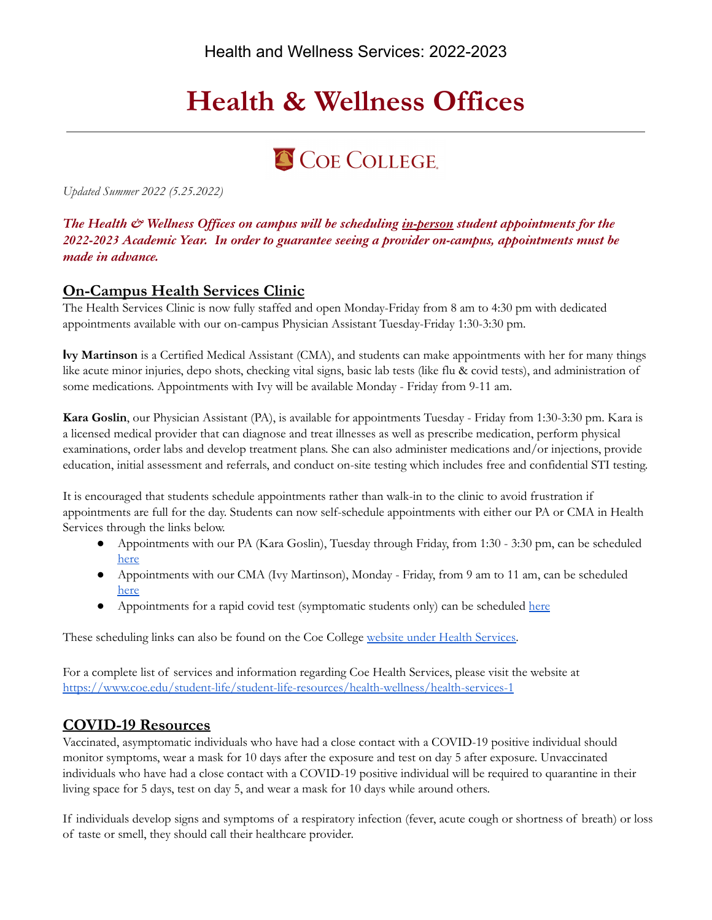Health and Wellness Services: 2022-2023

# Health & Wellness Offices

COE COLLEGE

*Updated Summer 2022 (5.25.2022)*

***The Health & Wellness Offices on campus will be scheduling in-person student appointments for the 2022-2023 Academic Year. In order to guarantee seeing a provider on-campus, appointments must be made in advance.***

## On-Campus Health Services Clinic

The Health Services Clinic is now fully staffed and open Monday-Friday from 8 am to 4:30 pm with dedicated appointments available with our on-campus Physician Assistant Tuesday-Friday 1:30-3:30 pm.

**Ivy Martinson** is a Certified Medical Assistant (CMA), and students can make appointments with her for many things like acute minor injuries, depo shots, checking vital signs, basic lab tests (like flu & covid tests), and administration of some medications. Appointments with Ivy will be available Monday - Friday from 9-11 am.

**Kara Goslin**, our Physician Assistant (PA), is available for appointments Tuesday - Friday from 1:30-3:30 pm. Kara is a licensed medical provider that can diagnose and treat illnesses as well as prescribe medication, perform physical examinations, order labs and develop treatment plans. She can also administer medications and/or injections, provide education, initial assessment and referrals, and conduct on-site testing which includes free and confidential STI testing.

It is encouraged that students schedule appointments rather than walk-in to the clinic to avoid frustration if appointments are full for the day. Students can now self-schedule appointments with either our PA or CMA in Health Services through the links below.

- Appointments with our PA (Kara Goslin), Tuesday through Friday, from 1:30 - 3:30 pm, can be scheduled here
- Appointments with our CMA (Ivy Martinson), Monday - Friday, from 9 am to 11 am, can be scheduled here
- Appointments for a rapid covid test (symptomatic students only) can be scheduled here

These scheduling links can also be found on the Coe College website under Health Services.

For a complete list of services and information regarding Coe Health Services, please visit the website at https://www.coe.edu/student-life/student-life-resources/health-wellness/health-services-1

## COVID-19 Resources

Vaccinated, asymptomatic individuals who have had a close contact with a COVID-19 positive individual should monitor symptoms, wear a mask for 10 days after the exposure and test on day 5 after exposure. Unvaccinated individuals who have had a close contact with a COVID-19 positive individual will be required to quarantine in their living space for 5 days, test on day 5, and wear a mask for 10 days while around others.

If individuals develop signs and symptoms of a respiratory infection (fever, acute cough or shortness of breath) or loss of taste or smell, they should call their healthcare provider.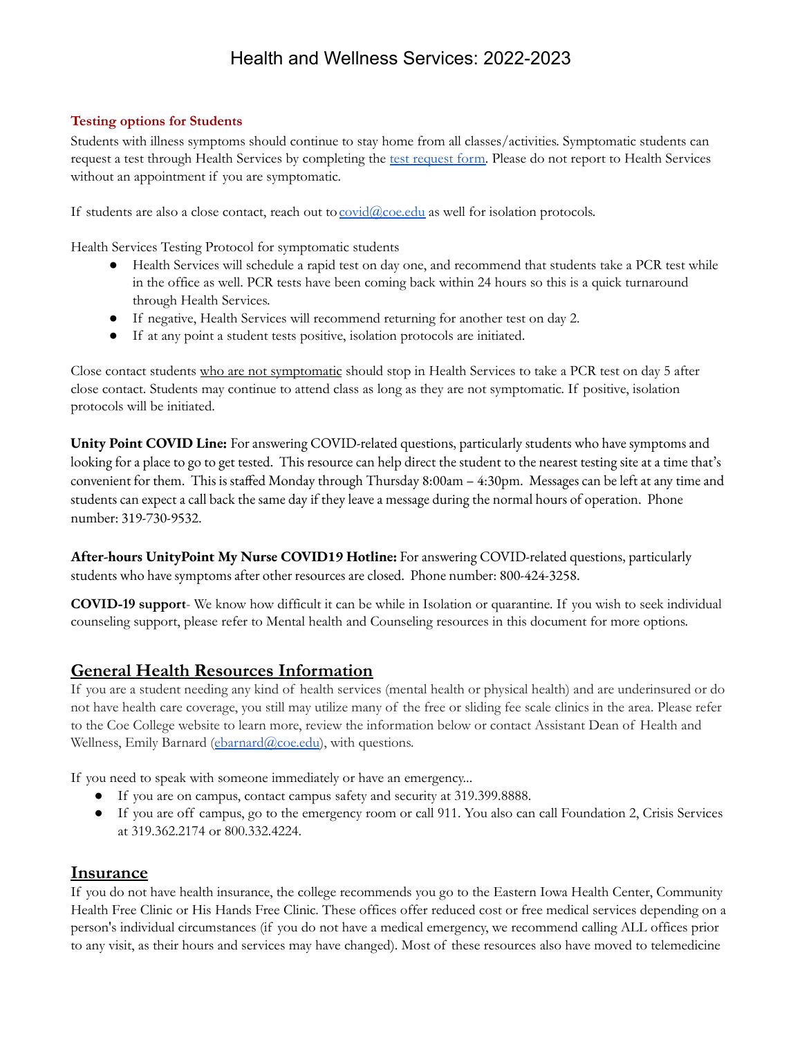# Health and Wellness Services: 2022-2023

**Testing options for Students**

Students with illness symptoms should continue to stay home from all classes/activities. Symptomatic students can request a test through Health Services by completing the test request form. Please do not report to Health Services without an appointment if you are symptomatic.

If students are also a close contact, reach out to covid@coe.edu as well for isolation protocols.

Health Services Testing Protocol for symptomatic students

- Health Services will schedule a rapid test on day one, and recommend that students take a PCR test while in the office as well. PCR tests have been coming back within 24 hours so this is a quick turnaround through Health Services.
- If negative, Health Services will recommend returning for another test on day 2.
- If at any point a student tests positive, isolation protocols are initiated.

Close contact students who are not symptomatic should stop in Health Services to take a PCR test on day 5 after close contact. Students may continue to attend class as long as they are not symptomatic. If positive, isolation protocols will be initiated.

**Unity Point COVID Line:** For answering COVID-related questions, particularly students who have symptoms and looking for a place to go to get tested. This resource can help direct the student to the nearest testing site at a time that's convenient for them. This is staffed Monday through Thursday 8:00am – 4:30pm. Messages can be left at any time and students can expect a call back the same day if they leave a message during the normal hours of operation. Phone number: 319-730-9532.

**After-hours UnityPoint My Nurse COVID19 Hotline:** For answering COVID-related questions, particularly students who have symptoms after other resources are closed. Phone number: 800-424-3258.

**COVID-19 support**- We know how difficult it can be while in Isolation or quarantine. If you wish to seek individual counseling support, please refer to Mental health and Counseling resources in this document for more options.

## General Health Resources Information

If you are a student needing any kind of health services (mental health or physical health) and are underinsured or do not have health care coverage, you still may utilize many of the free or sliding fee scale clinics in the area. Please refer to the Coe College website to learn more, review the information below or contact Assistant Dean of Health and Wellness, Emily Barnard (ebarnard@coe.edu), with questions.

If you need to speak with someone immediately or have an emergency...

- If you are on campus, contact campus safety and security at 319.399.8888.
- If you are off campus, go to the emergency room or call 911. You also can call Foundation 2, Crisis Services at 319.362.2174 or 800.332.4224.

## Insurance

If you do not have health insurance, the college recommends you go to the Eastern Iowa Health Center, Community Health Free Clinic or His Hands Free Clinic. These offices offer reduced cost or free medical services depending on a person's individual circumstances (if you do not have a medical emergency, we recommend calling ALL offices prior to any visit, as their hours and services may have changed). Most of these resources also have moved to telemedicine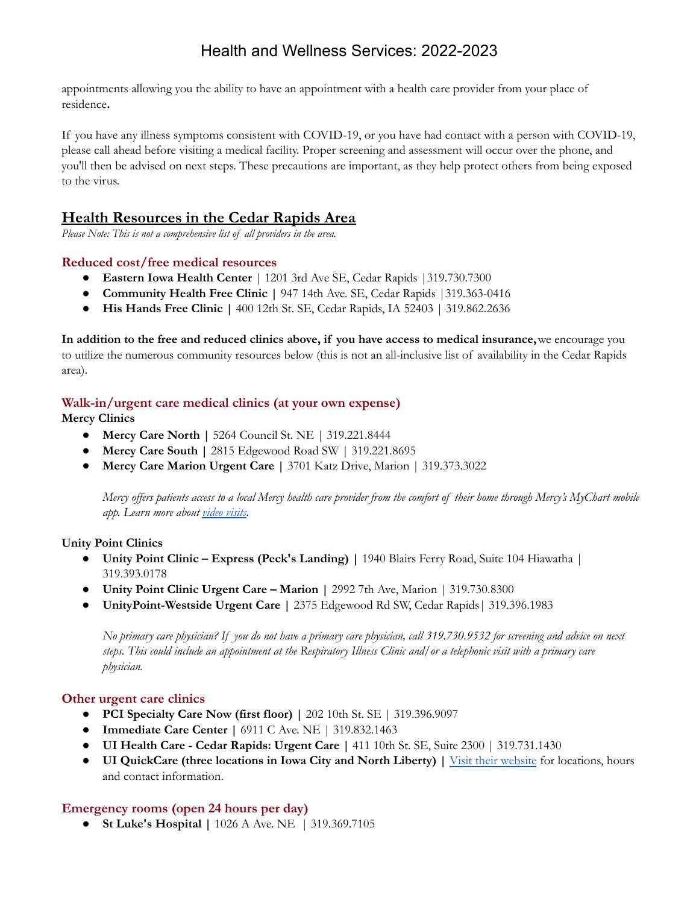appointments allowing you the ability to have an appointment with a health care provider from your place of residence**.**

If you have any illness symptoms consistent with COVID-19, or you have had contact with a person with COVID-19, please call ahead before visiting a medical facility. Proper screening and assessment will occur over the phone, and you'll then be advised on next steps. These precautions are important, as they help protect others from being exposed to the virus.

## Health Resources in the Cedar Rapids Area

*Please Note: This is not a comprehensive list of all providers in the area.*

### Reduced cost/free medical resources

- **Eastern Iowa Health Center** | 1201 3rd Ave SE, Cedar Rapids |319.730.7300
- **Community Health Free Clinic |** 947 14th Ave. SE, Cedar Rapids |319.363-0416
- **His Hands Free Clinic |** 400 12th St. SE, Cedar Rapids, IA 52403 | 319.862.2636

**In addition to the free and reduced clinics above, if you have access to medical insurance,** we encourage you to utilize the numerous community resources below (this is not an all-inclusive list of availability in the Cedar Rapids area).

### Walk-in/urgent care medical clinics (at your own expense)

**Mercy Clinics**

- **Mercy Care North |** 5264 Council St. NE | 319.221.8444
- **Mercy Care South |** 2815 Edgewood Road SW | 319.221.8695
- **Mercy Care Marion Urgent Care |** 3701 Katz Drive, Marion | 319.373.3022

*Mercy offers patients access to a local Mercy health care provider from the comfort of their home through Mercy's MyChart mobile app. Learn more about video visits.*

**Unity Point Clinics**

- **Unity Point Clinic – Express (Peck's Landing) |** 1940 Blairs Ferry Road, Suite 104 Hiawatha | 319.393.0178
- **Unity Point Clinic Urgent Care – Marion |** 2992 7th Ave, Marion | 319.730.8300
- **UnityPoint-Westside Urgent Care |** 2375 Edgewood Rd SW, Cedar Rapids| 319.396.1983

*No primary care physician? If you do not have a primary care physician, call 319.730.9532 for screening and advice on next steps. This could include an appointment at the Respiratory Illness Clinic and/or a telephonic visit with a primary care physician.*

### Other urgent care clinics

- **PCI Specialty Care Now (first floor) |** 202 10th St. SE | 319.396.9097
- **Immediate Care Center |** 6911 C Ave. NE | 319.832.1463
- **UI Health Care - Cedar Rapids: Urgent Care |** 411 10th St. SE, Suite 2300 | 319.731.1430
- **UI QuickCare (three locations in Iowa City and North Liberty) |** Visit their website for locations, hours and contact information.

### Emergency rooms (open 24 hours per day)

- **St Luke's Hospital |** 1026 A Ave. NE | 319.369.7105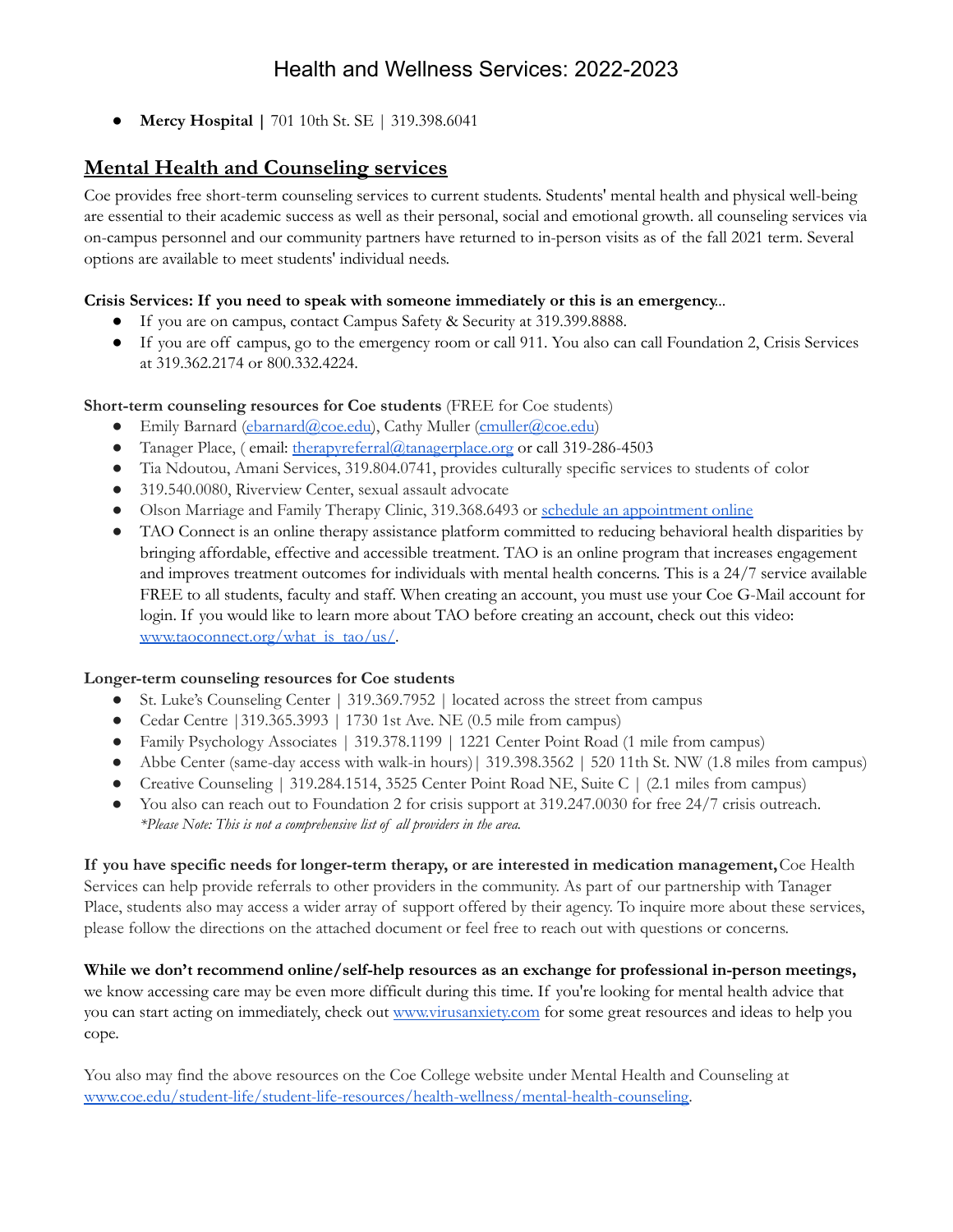- **Mercy Hospital |** 701 10th St. SE | 319.398.6041

## Mental Health and Counseling services

Coe provides free short-term counseling services to current students. Students' mental health and physical well-being are essential to their academic success as well as their personal, social and emotional growth. all counseling services via on-campus personnel and our community partners have returned to in-person visits as of the fall 2021 term. Several options are available to meet students' individual needs.

**Crisis Services: If you need to speak with someone immediately or this is an emergency**...

- If you are on campus, contact Campus Safety & Security at 319.399.8888.
- If you are off campus, go to the emergency room or call 911. You also can call Foundation 2, Crisis Services at 319.362.2174 or 800.332.4224.

**Short-term counseling resources for Coe students** (FREE for Coe students)

- Emily Barnard (ebarnard@coe.edu), Cathy Muller (cmuller@coe.edu)
- Tanager Place, ( email: therapyreferral@tanagerplace.org or call 319-286-4503
- Tia Ndoutou, Amani Services, 319.804.0741, provides culturally specific services to students of color
- 319.540.0080, Riverview Center, sexual assault advocate
- Olson Marriage and Family Therapy Clinic, 319.368.6493 or schedule an appointment online
- TAO Connect is an online therapy assistance platform committed to reducing behavioral health disparities by bringing affordable, effective and accessible treatment. TAO is an online program that increases engagement and improves treatment outcomes for individuals with mental health concerns. This is a 24/7 service available FREE to all students, faculty and staff. When creating an account, you must use your Coe G-Mail account for login. If you would like to learn more about TAO before creating an account, check out this video: www.taoconnect.org/what_is_tao/us/.

**Longer-term counseling resources for Coe students**

- St. Luke's Counseling Center | 319.369.7952 | located across the street from campus
- Cedar Centre |319.365.3993 | 1730 1st Ave. NE (0.5 mile from campus)
- Family Psychology Associates | 319.378.1199 | 1221 Center Point Road (1 mile from campus)
- Abbe Center (same-day access with walk-in hours)| 319.398.3562 | 520 11th St. NW (1.8 miles from campus)
- Creative Counseling | 319.284.1514, 3525 Center Point Road NE, Suite C | (2.1 miles from campus)
- You also can reach out to Foundation 2 for crisis support at 319.247.0030 for free 24/7 crisis outreach.
  *\*Please Note: This is not a comprehensive list of all providers in the area.*

**If you have specific needs for longer-term therapy, or are interested in medication management,** Coe Health Services can help provide referrals to other providers in the community. As part of our partnership with Tanager Place, students also may access a wider array of support offered by their agency. To inquire more about these services, please follow the directions on the attached document or feel free to reach out with questions or concerns.

**While we don't recommend online/self-help resources as an exchange for professional in-person meetings,** we know accessing care may be even more difficult during this time. If you're looking for mental health advice that you can start acting on immediately, check out www.virusanxiety.com for some great resources and ideas to help you cope.

You also may find the above resources on the Coe College website under Mental Health and Counseling at www.coe.edu/student-life/student-life-resources/health-wellness/mental-health-counseling.